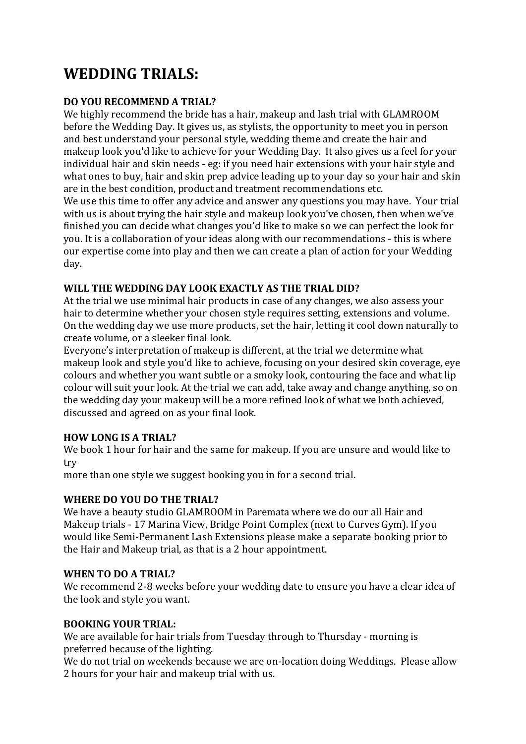# WEDDING TRIALS:

### DO YOU RECOMMEND A TRIAL?

We highly recommend the bride has a hair, makeup and lash trial with GLAMROOM before the Wedding Day. It gives us, as stylists, the opportunity to meet you in person and best understand your personal style, wedding theme and create the hair and makeup look you'd like to achieve for your Wedding Day. It also gives us a feel for your individual hair and skin needs - eg: if you need hair extensions with your hair style and what ones to buy, hair and skin prep advice leading up to your day so your hair and skin are in the best condition, product and treatment recommendations etc.

We use this time to offer any advice and answer any questions you may have. Your trial with us is about trying the hair style and makeup look you've chosen, then when we've finished you can decide what changes you'd like to make so we can perfect the look for you. It is a collaboration of your ideas along with our recommendations - this is where our expertise come into play and then we can create a plan of action for your Wedding day.

### WILL THE WEDDING DAY LOOK EXACTLY AS THE TRIAL DID?

At the trial we use minimal hair products in case of any changes, we also assess your hair to determine whether your chosen style requires setting, extensions and volume. On the wedding day we use more products, set the hair, letting it cool down naturally to create volume, or a sleeker final look.

Everyone's interpretation of makeup is different, at the trial we determine what makeup look and style you'd like to achieve, focusing on your desired skin coverage, eye colours and whether you want subtle or a smoky look, contouring the face and what lip colour will suit your look. At the trial we can add, take away and change anything, so on the wedding day your makeup will be a more refined look of what we both achieved, discussed and agreed on as your final look.

### HOW LONG IS A TRIAL?

We book 1 hour for hair and the same for makeup. If you are unsure and would like to try
more than one style we suggest booking you in for a second trial.

### WHERE DO YOU DO THE TRIAL?

We have a beauty studio GLAMROOM in Paremata where we do our all Hair and Makeup trials - 17 Marina View, Bridge Point Complex (next to Curves Gym). If you would like Semi-Permanent Lash Extensions please make a separate booking prior to the Hair and Makeup trial, as that is a 2 hour appointment.

### WHEN TO DO A TRIAL?

We recommend 2-8 weeks before your wedding date to ensure you have a clear idea of the look and style you want.

### BOOKING YOUR TRIAL:

We are available for hair trials from Tuesday through to Thursday - morning is preferred because of the lighting.

We do not trial on weekends because we are on-location doing Weddings. Please allow 2 hours for your hair and makeup trial with us.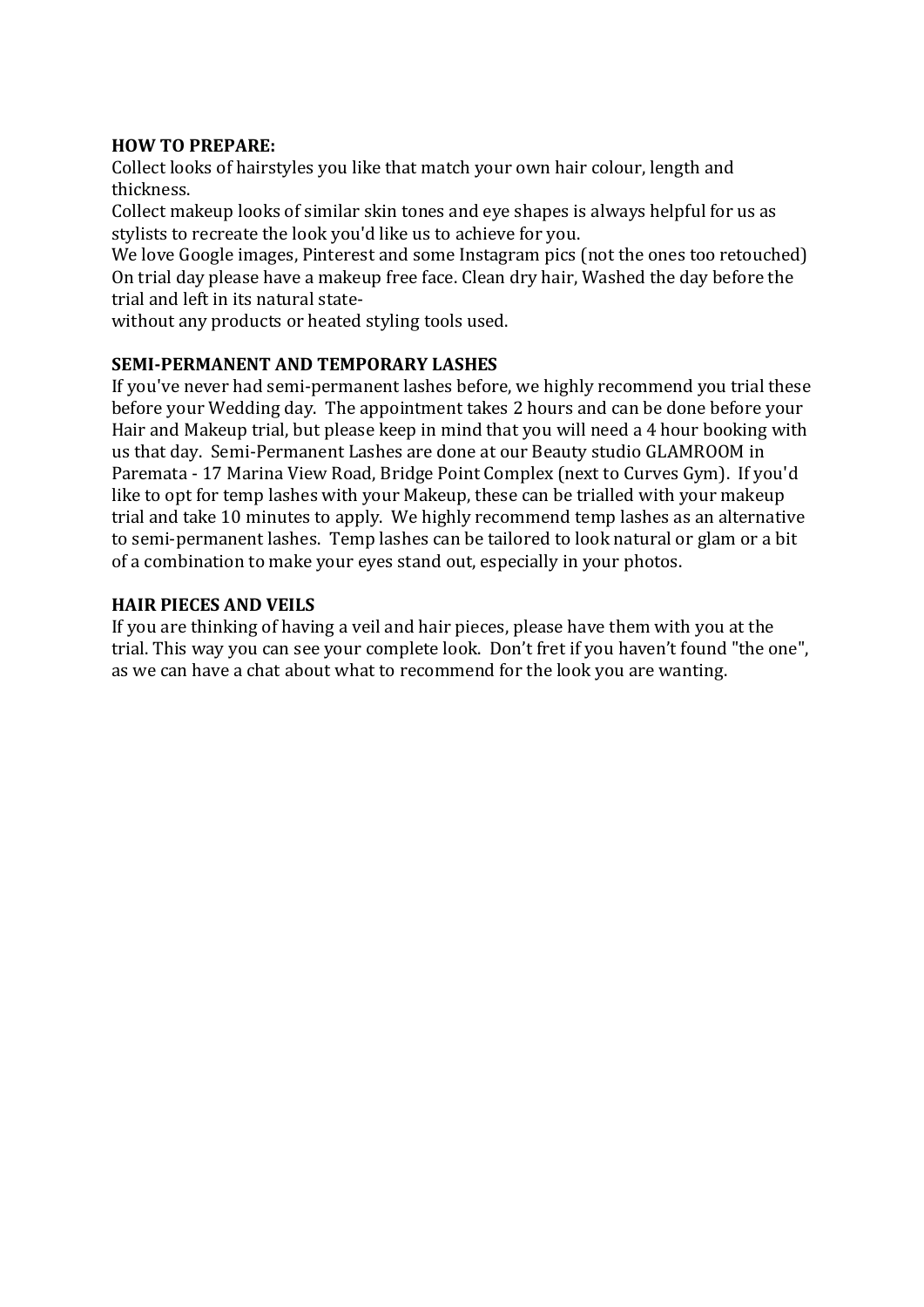**HOW TO PREPARE:**

Collect looks of hairstyles you like that match your own hair colour, length and thickness.
Collect makeup looks of similar skin tones and eye shapes is always helpful for us as stylists to recreate the look you'd like us to achieve for you.
We love Google images, Pinterest and some Instagram pics (not the ones too retouched)
On trial day please have a makeup free face. Clean dry hair, Washed the day before the trial and left in its natural state-
without any products or heated styling tools used.

**SEMI-PERMANENT AND TEMPORARY LASHES**

If you've never had semi-permanent lashes before, we highly recommend you trial these before your Wedding day. The appointment takes 2 hours and can be done before your Hair and Makeup trial, but please keep in mind that you will need a 4 hour booking with us that day. Semi-Permanent Lashes are done at our Beauty studio GLAMROOM in Paremata - 17 Marina View Road, Bridge Point Complex (next to Curves Gym). If you'd like to opt for temp lashes with your Makeup, these can be trialled with your makeup trial and take 10 minutes to apply. We highly recommend temp lashes as an alternative to semi-permanent lashes. Temp lashes can be tailored to look natural or glam or a bit of a combination to make your eyes stand out, especially in your photos.

**HAIR PIECES AND VEILS**

If you are thinking of having a veil and hair pieces, please have them with you at the trial. This way you can see your complete look. Don't fret if you haven't found "the one", as we can have a chat about what to recommend for the look you are wanting.